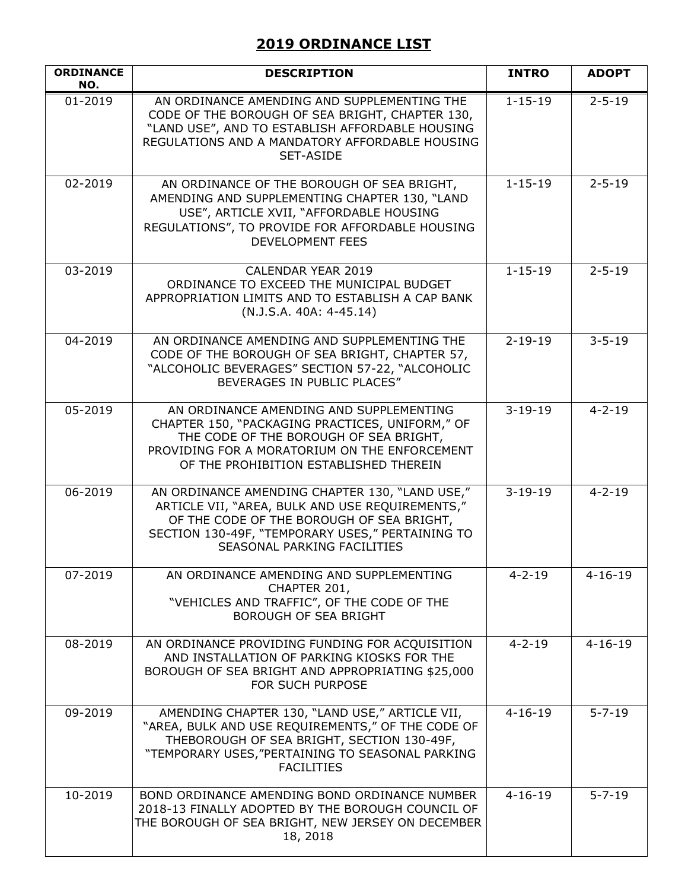# 2019 ORDINANCE LIST

| ORDINANCE NO. | DESCRIPTION | INTRO | ADOPT |
|---|---|---|---|
| 01-2019 | AN ORDINANCE AMENDING AND SUPPLEMENTING THE CODE OF THE BOROUGH OF SEA BRIGHT, CHAPTER 130, "LAND USE", AND TO ESTABLISH AFFORDABLE HOUSING REGULATIONS AND A MANDATORY AFFORDABLE HOUSING SET-ASIDE | 1-15-19 | 2-5-19 |
| 02-2019 | AN ORDINANCE OF THE BOROUGH OF SEA BRIGHT, AMENDING AND SUPPLEMENTING CHAPTER 130, "LAND USE", ARTICLE XVII, "AFFORDABLE HOUSING REGULATIONS", TO PROVIDE FOR AFFORDABLE HOUSING DEVELOPMENT FEES | 1-15-19 | 2-5-19 |
| 03-2019 | CALENDAR YEAR 2019 ORDINANCE TO EXCEED THE MUNICIPAL BUDGET APPROPRIATION LIMITS AND TO ESTABLISH A CAP BANK (N.J.S.A. 40A: 4-45.14) | 1-15-19 | 2-5-19 |
| 04-2019 | AN ORDINANCE AMENDING AND SUPPLEMENTING THE CODE OF THE BOROUGH OF SEA BRIGHT, CHAPTER 57, "ALCOHOLIC BEVERAGES" SECTION 57-22, "ALCOHOLIC BEVERAGES IN PUBLIC PLACES" | 2-19-19 | 3-5-19 |
| 05-2019 | AN ORDINANCE AMENDING AND SUPPLEMENTING CHAPTER 150, "PACKAGING PRACTICES, UNIFORM," OF THE CODE OF THE BOROUGH OF SEA BRIGHT, PROVIDING FOR A MORATORIUM ON THE ENFORCEMENT OF THE PROHIBITION ESTABLISHED THEREIN | 3-19-19 | 4-2-19 |
| 06-2019 | AN ORDINANCE AMENDING CHAPTER 130, "LAND USE," ARTICLE VII, "AREA, BULK AND USE REQUIREMENTS," OF THE CODE OF THE BOROUGH OF SEA BRIGHT, SECTION 130-49F, "TEMPORARY USES," PERTAINING TO SEASONAL PARKING FACILITIES | 3-19-19 | 4-2-19 |
| 07-2019 | AN ORDINANCE AMENDING AND SUPPLEMENTING CHAPTER 201, "VEHICLES AND TRAFFIC", OF THE CODE OF THE BOROUGH OF SEA BRIGHT | 4-2-19 | 4-16-19 |
| 08-2019 | AN ORDINANCE PROVIDING FUNDING FOR ACQUISITION AND INSTALLATION OF PARKING KIOSKS FOR THE BOROUGH OF SEA BRIGHT AND APPROPRIATING $25,000 FOR SUCH PURPOSE | 4-2-19 | 4-16-19 |
| 09-2019 | AMENDING CHAPTER 130, "LAND USE," ARTICLE VII, "AREA, BULK AND USE REQUIREMENTS," OF THE CODE OF THEBOROUGH OF SEA BRIGHT, SECTION 130-49F, "TEMPORARY USES,"PERTAINING TO SEASONAL PARKING FACILITIES | 4-16-19 | 5-7-19 |
| 10-2019 | BOND ORDINANCE AMENDING BOND ORDINANCE NUMBER 2018-13 FINALLY ADOPTED BY THE BOROUGH COUNCIL OF THE BOROUGH OF SEA BRIGHT, NEW JERSEY ON DECEMBER 18, 2018 | 4-16-19 | 5-7-19 |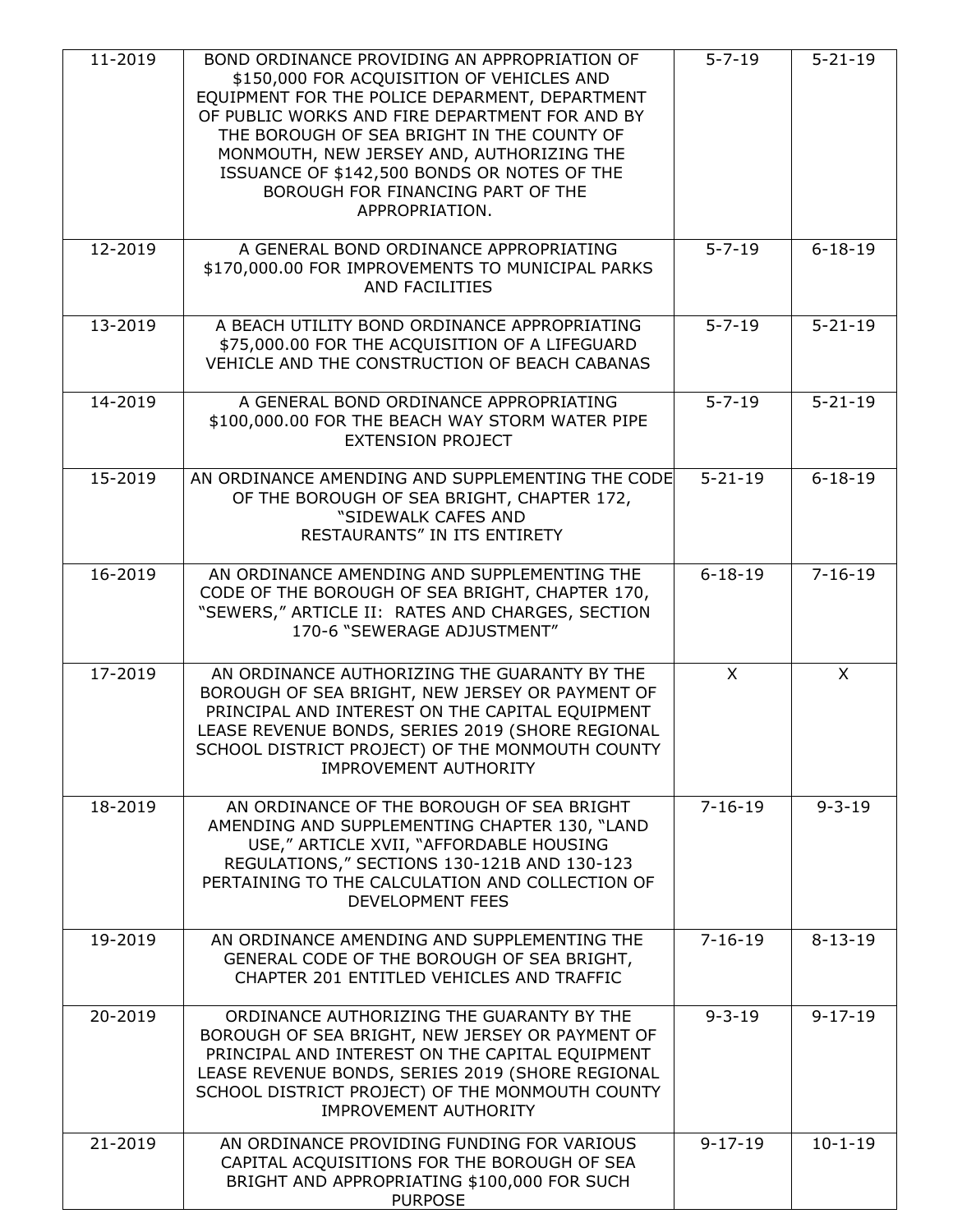| | | | |
|---|---|---|---|
| 11-2019 | BOND ORDINANCE PROVIDING AN APPROPRIATION OF $150,000 FOR ACQUISITION OF VEHICLES AND EQUIPMENT FOR THE POLICE DEPARMENT, DEPARTMENT OF PUBLIC WORKS AND FIRE DEPARTMENT FOR AND BY THE BOROUGH OF SEA BRIGHT IN THE COUNTY OF MONMOUTH, NEW JERSEY AND, AUTHORIZING THE ISSUANCE OF $142,500 BONDS OR NOTES OF THE BOROUGH FOR FINANCING PART OF THE APPROPRIATION. | 5-7-19 | 5-21-19 |
| 12-2019 | A GENERAL BOND ORDINANCE APPROPRIATING $170,000.00 FOR IMPROVEMENTS TO MUNICIPAL PARKS AND FACILITIES | 5-7-19 | 6-18-19 |
| 13-2019 | A BEACH UTILITY BOND ORDINANCE APPROPRIATING $75,000.00 FOR THE ACQUISITION OF A LIFEGUARD VEHICLE AND THE CONSTRUCTION OF BEACH CABANAS | 5-7-19 | 5-21-19 |
| 14-2019 | A GENERAL BOND ORDINANCE APPROPRIATING $100,000.00 FOR THE BEACH WAY STORM WATER PIPE EXTENSION PROJECT | 5-7-19 | 5-21-19 |
| 15-2019 | AN ORDINANCE AMENDING AND SUPPLEMENTING THE CODE OF THE BOROUGH OF SEA BRIGHT, CHAPTER 172, "SIDEWALK CAFES AND RESTAURANTS" IN ITS ENTIRETY | 5-21-19 | 6-18-19 |
| 16-2019 | AN ORDINANCE AMENDING AND SUPPLEMENTING THE CODE OF THE BOROUGH OF SEA BRIGHT, CHAPTER 170, "SEWERS," ARTICLE II: RATES AND CHARGES, SECTION 170-6 "SEWERAGE ADJUSTMENT" | 6-18-19 | 7-16-19 |
| 17-2019 | AN ORDINANCE AUTHORIZING THE GUARANTY BY THE BOROUGH OF SEA BRIGHT, NEW JERSEY OR PAYMENT OF PRINCIPAL AND INTEREST ON THE CAPITAL EQUIPMENT LEASE REVENUE BONDS, SERIES 2019 (SHORE REGIONAL SCHOOL DISTRICT PROJECT) OF THE MONMOUTH COUNTY IMPROVEMENT AUTHORITY | X | X |
| 18-2019 | AN ORDINANCE OF THE BOROUGH OF SEA BRIGHT AMENDING AND SUPPLEMENTING CHAPTER 130, "LAND USE," ARTICLE XVII, "AFFORDABLE HOUSING REGULATIONS," SECTIONS 130-121B AND 130-123 PERTAINING TO THE CALCULATION AND COLLECTION OF DEVELOPMENT FEES | 7-16-19 | 9-3-19 |
| 19-2019 | AN ORDINANCE AMENDING AND SUPPLEMENTING THE GENERAL CODE OF THE BOROUGH OF SEA BRIGHT, CHAPTER 201 ENTITLED VEHICLES AND TRAFFIC | 7-16-19 | 8-13-19 |
| 20-2019 | ORDINANCE AUTHORIZING THE GUARANTY BY THE BOROUGH OF SEA BRIGHT, NEW JERSEY OR PAYMENT OF PRINCIPAL AND INTEREST ON THE CAPITAL EQUIPMENT LEASE REVENUE BONDS, SERIES 2019 (SHORE REGIONAL SCHOOL DISTRICT PROJECT) OF THE MONMOUTH COUNTY IMPROVEMENT AUTHORITY | 9-3-19 | 9-17-19 |
| 21-2019 | AN ORDINANCE PROVIDING FUNDING FOR VARIOUS CAPITAL ACQUISITIONS FOR THE BOROUGH OF SEA BRIGHT AND APPROPRIATING $100,000 FOR SUCH PURPOSE | 9-17-19 | 10-1-19 |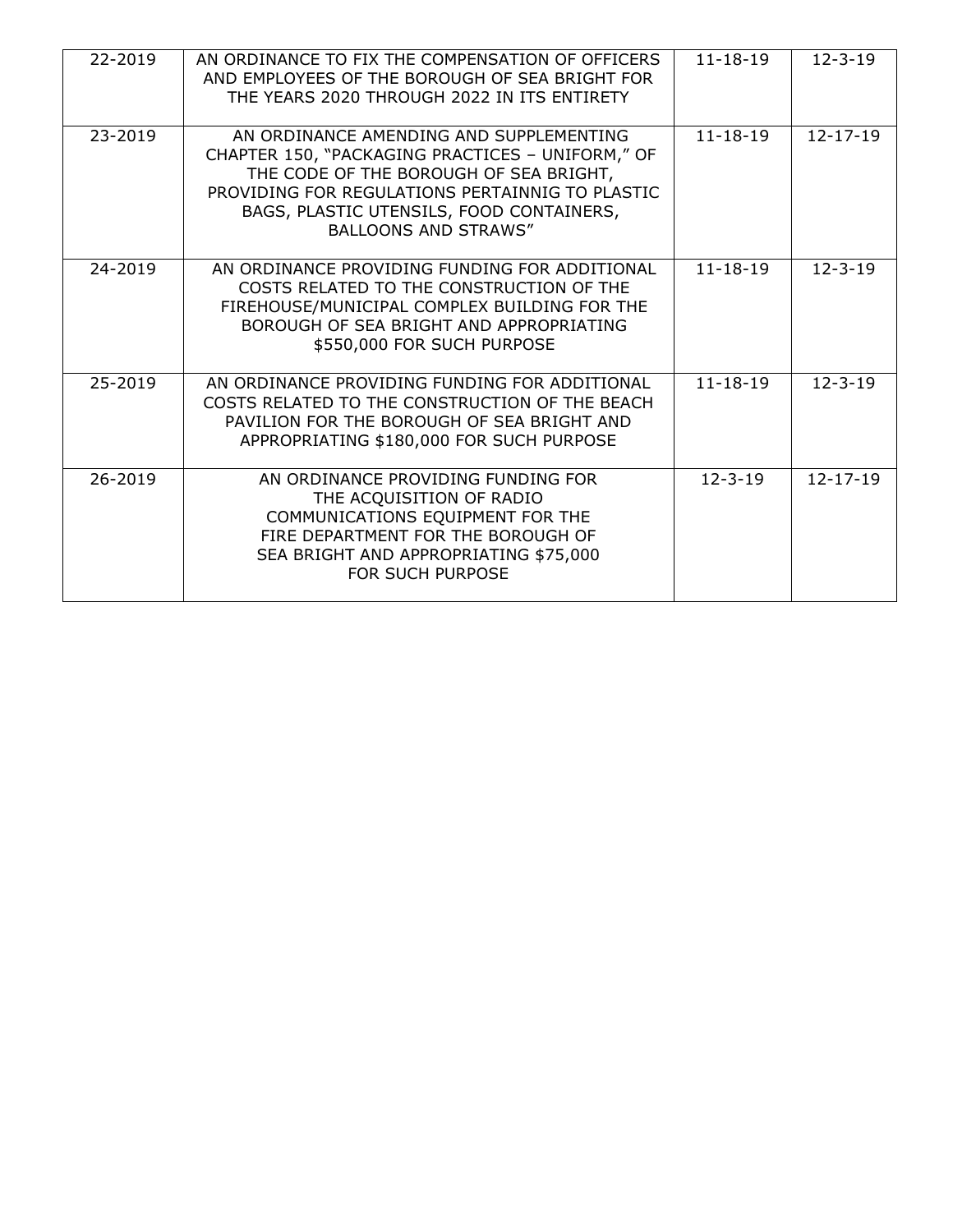| | | | |
|---|---|---|---|
| 22-2019 | AN ORDINANCE TO FIX THE COMPENSATION OF OFFICERS AND EMPLOYEES OF THE BOROUGH OF SEA BRIGHT FOR THE YEARS 2020 THROUGH 2022 IN ITS ENTIRETY | 11-18-19 | 12-3-19 |
| 23-2019 | AN ORDINANCE AMENDING AND SUPPLEMENTING CHAPTER 150, "PACKAGING PRACTICES – UNIFORM," OF THE CODE OF THE BOROUGH OF SEA BRIGHT, PROVIDING FOR REGULATIONS PERTAINNIG TO PLASTIC BAGS, PLASTIC UTENSILS, FOOD CONTAINERS, BALLOONS AND STRAWS" | 11-18-19 | 12-17-19 |
| 24-2019 | AN ORDINANCE PROVIDING FUNDING FOR ADDITIONAL COSTS RELATED TO THE CONSTRUCTION OF THE FIREHOUSE/MUNICIPAL COMPLEX BUILDING FOR THE BOROUGH OF SEA BRIGHT AND APPROPRIATING $550,000 FOR SUCH PURPOSE | 11-18-19 | 12-3-19 |
| 25-2019 | AN ORDINANCE PROVIDING FUNDING FOR ADDITIONAL COSTS RELATED TO THE CONSTRUCTION OF THE BEACH PAVILION FOR THE BOROUGH OF SEA BRIGHT AND APPROPRIATING $180,000 FOR SUCH PURPOSE | 11-18-19 | 12-3-19 |
| 26-2019 | AN ORDINANCE PROVIDING FUNDING FOR THE ACQUISITION OF RADIO COMMUNICATIONS EQUIPMENT FOR THE FIRE DEPARTMENT FOR THE BOROUGH OF SEA BRIGHT AND APPROPRIATING $75,000 FOR SUCH PURPOSE | 12-3-19 | 12-17-19 |